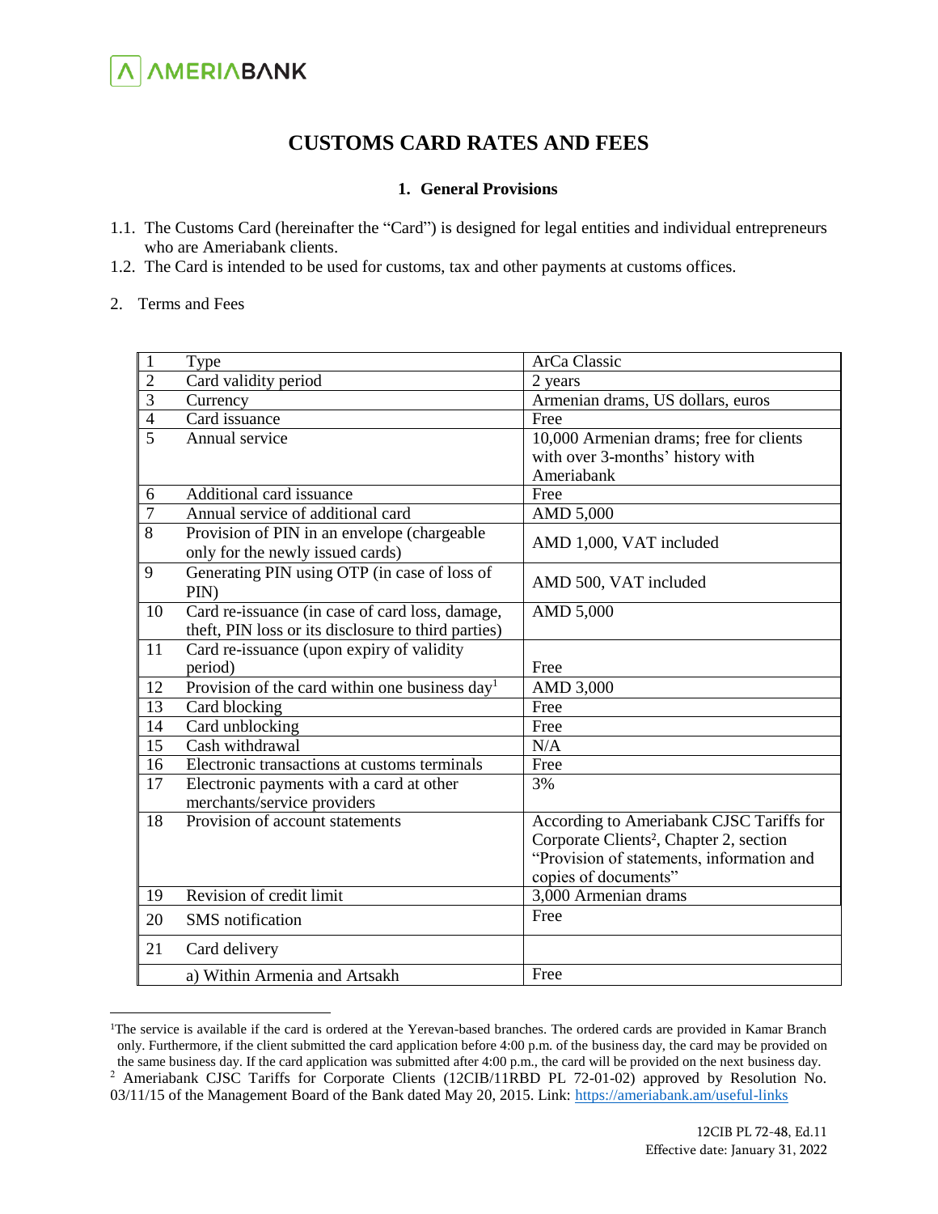# CUSTOMS CARD RATES AND FEES

## 1. General Provisions

1.1. The Customs Card (hereinafter the "Card") is designed for legal entities and individual entrepreneurs who are Ameriabank clients.

1.2. The Card is intended to be used for customs, tax and other payments at customs offices.

2. Terms and Fees

| 1 | Type | ArCa Classic |
|---|---|---|
| 2 | Card validity period | 2 years |
| 3 | Currency | Armenian drams, US dollars, euros |
| 4 | Card issuance | Free |
| 5 | Annual service | 10,000 Armenian drams; free for clients with over 3-months' history with Ameriabank |
| 6 | Additional card issuance | Free |
| 7 | Annual service of additional card | AMD 5,000 |
| 8 | Provision of PIN in an envelope (chargeable only for the newly issued cards) | AMD 1,000, VAT included |
| 9 | Generating PIN using OTP (in case of loss of PIN) | AMD 500, VAT included |
| 10 | Card re-issuance (in case of card loss, damage, theft, PIN loss or its disclosure to third parties) | AMD 5,000 |
| 11 | Card re-issuance (upon expiry of validity period) | Free |
| 12 | Provision of the card within one business day[1] | AMD 3,000 |
| 13 | Card blocking | Free |
| 14 | Card unblocking | Free |
| 15 | Cash withdrawal | N/A |
| 16 | Electronic transactions at customs terminals | Free |
| 17 | Electronic payments with a card at other merchants/service providers | 3% |
| 18 | Provision of account statements | According to Ameriabank CJSC Tariffs for Corporate Clients[2], Chapter 2, section "Provision of statements, information and copies of documents" |
| 19 | Revision of credit limit | 3,000 Armenian drams |
| 20 | SMS notification | Free |
| 21 | Card delivery | |
| | a) Within Armenia and Artsakh | Free |

[1]The service is available if the card is ordered at the Yerevan-based branches. The ordered cards are provided in Kamar Branch only. Furthermore, if the client submitted the card application before 4:00 p.m. of the business day, the card may be provided on the same business day. If the card application was submitted after 4:00 p.m., the card will be provided on the next business day.

[2] Ameriabank CJSC Tariffs for Corporate Clients (12CIB/11RBD PL 72-01-02) approved by Resolution No. 03/11/15 of the Management Board of the Bank dated May 20, 2015. Link: https://ameriabank.am/useful-links

12CIB PL 72-48, Ed.11
Effective date: January 31, 2022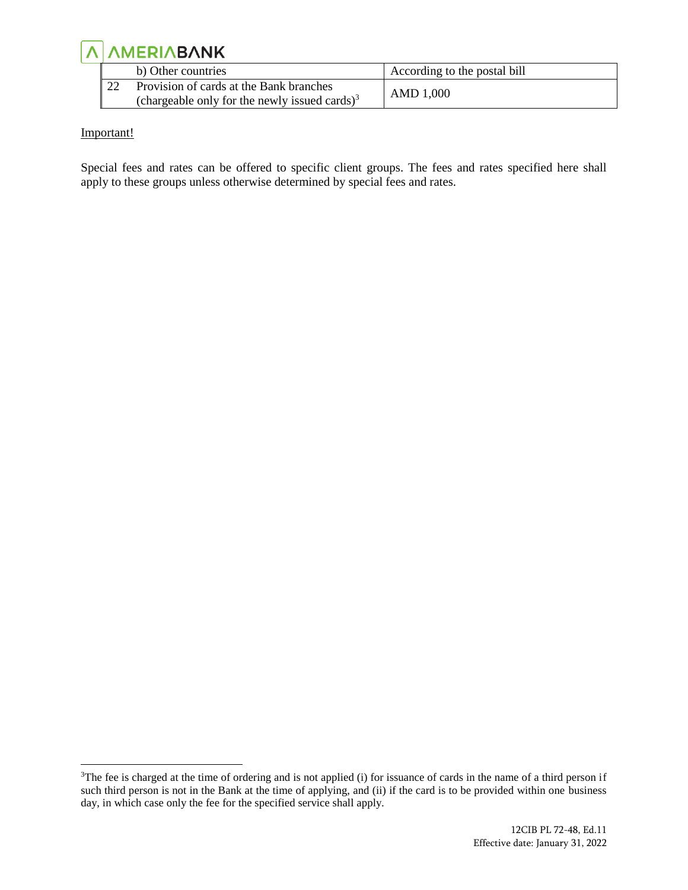| | | |
|---|---|---|
| | b) Other countries | According to the postal bill |
| 22 | Provision of cards at the Bank branches (chargeable only for the newly issued cards)[3] | AMD 1,000 |

Important!

Special fees and rates can be offered to specific client groups. The fees and rates specified here shall apply to these groups unless otherwise determined by special fees and rates.

[3]The fee is charged at the time of ordering and is not applied (i) for issuance of cards in the name of a third person if such third person is not in the Bank at the time of applying, and (ii) if the card is to be provided within one business day, in which case only the fee for the specified service shall apply.